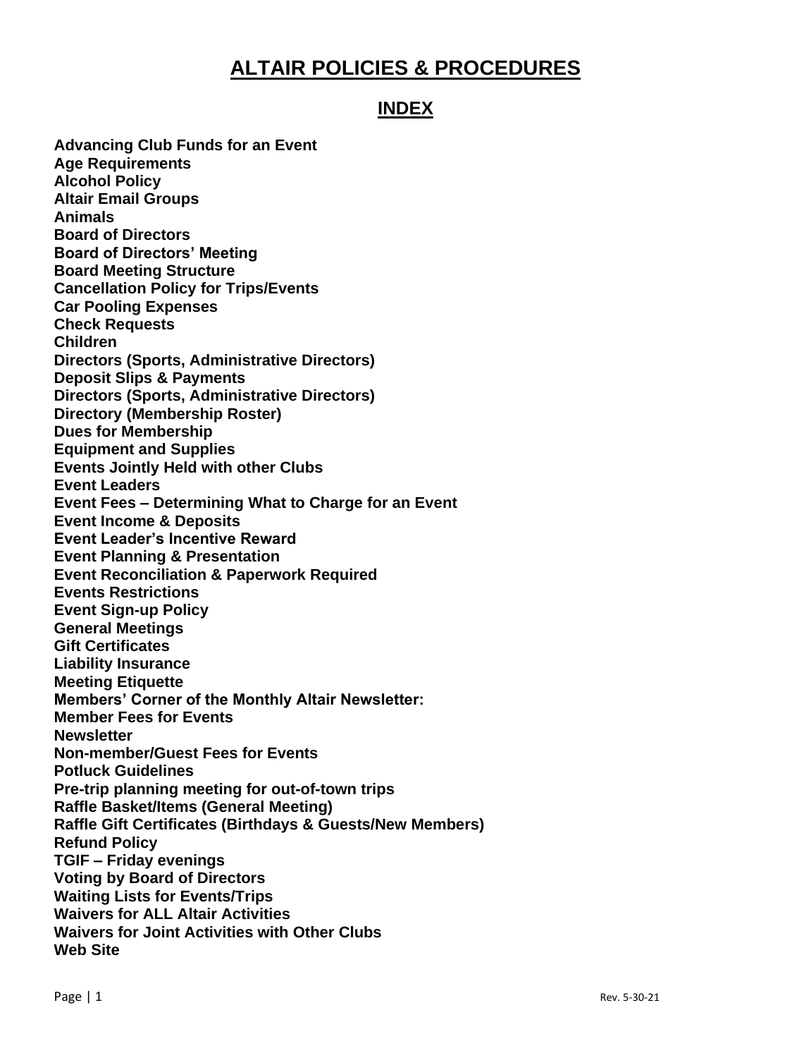# ALTAIR POLICIES & PROCEDURES

## INDEX

**Advancing Club Funds for an Event**
**Age Requirements**
**Alcohol Policy**
**Altair Email Groups**
**Animals**
**Board of Directors**
**Board of Directors' Meeting**
**Board Meeting Structure**
**Cancellation Policy for Trips/Events**
**Car Pooling Expenses**
**Check Requests**
**Children**
**Directors (Sports, Administrative Directors)**
**Deposit Slips & Payments**
**Directors (Sports, Administrative Directors)**
**Directory (Membership Roster)**
**Dues for Membership**
**Equipment and Supplies**
**Events Jointly Held with other Clubs**
**Event Leaders**
**Event Fees – Determining What to Charge for an Event**
**Event Income & Deposits**
**Event Leader's Incentive Reward**
**Event Planning & Presentation**
**Event Reconciliation & Paperwork Required**
**Events Restrictions**
**Event Sign-up Policy**
**General Meetings**
**Gift Certificates**
**Liability Insurance**
**Meeting Etiquette**
**Members' Corner of the Monthly Altair Newsletter:**
**Member Fees for Events**
**Newsletter**
**Non-member/Guest Fees for Events**
**Potluck Guidelines**
**Pre-trip planning meeting for out-of-town trips**
**Raffle Basket/Items (General Meeting)**
**Raffle Gift Certificates (Birthdays & Guests/New Members)**
**Refund Policy**
**TGIF – Friday evenings**
**Voting by Board of Directors**
**Waiting Lists for Events/Trips**
**Waivers for ALL Altair Activities**
**Waivers for Joint Activities with Other Clubs**
**Web Site**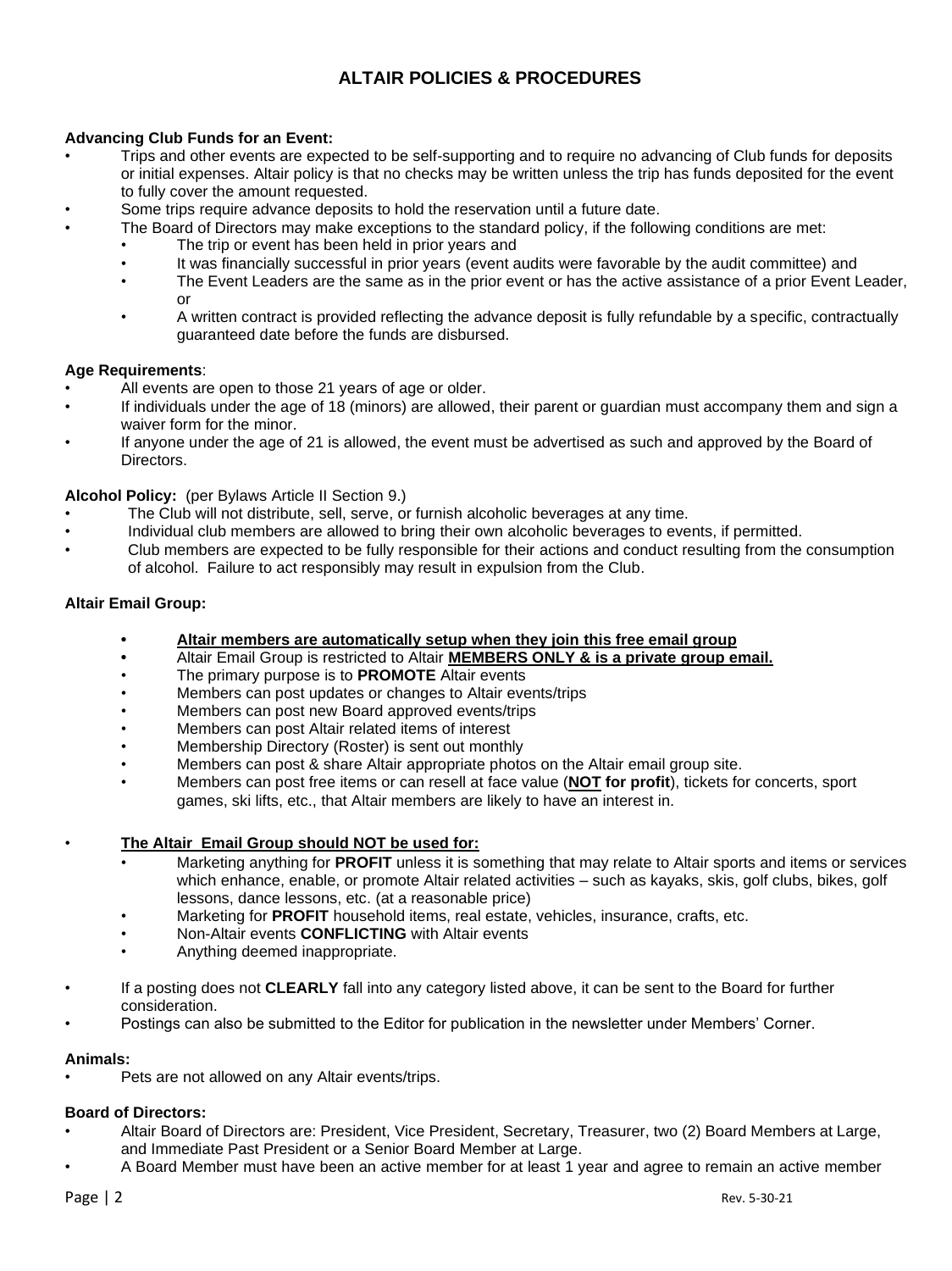## ALTAIR POLICIES & PROCEDURES

**Advancing Club Funds for an Event:**

- Trips and other events are expected to be self-supporting and to require no advancing of Club funds for deposits or initial expenses. Altair policy is that no checks may be written unless the trip has funds deposited for the event to fully cover the amount requested.
- Some trips require advance deposits to hold the reservation until a future date.
- The Board of Directors may make exceptions to the standard policy, if the following conditions are met:
  - The trip or event has been held in prior years and
  - It was financially successful in prior years (event audits were favorable by the audit committee) and
  - The Event Leaders are the same as in the prior event or has the active assistance of a prior Event Leader, or
  - A written contract is provided reflecting the advance deposit is fully refundable by a specific, contractually guaranteed date before the funds are disbursed.

**Age Requirements**:

- All events are open to those 21 years of age or older.
- If individuals under the age of 18 (minors) are allowed, their parent or guardian must accompany them and sign a waiver form for the minor.
- If anyone under the age of 21 is allowed, the event must be advertised as such and approved by the Board of Directors.

**Alcohol Policy:** (per Bylaws Article II Section 9.)

- The Club will not distribute, sell, serve, or furnish alcoholic beverages at any time.
- Individual club members are allowed to bring their own alcoholic beverages to events, if permitted.
- Club members are expected to be fully responsible for their actions and conduct resulting from the consumption of alcohol. Failure to act responsibly may result in expulsion from the Club.

**Altair Email Group:**

- **<u>Altair members are automatically setup when they join this free email group</u>**
- Altair Email Group is restricted to Altair **<u>MEMBERS ONLY & is a private group email.</u>**
- The primary purpose is to **PROMOTE** Altair events
- Members can post updates or changes to Altair events/trips
- Members can post new Board approved events/trips
- Members can post Altair related items of interest
- Membership Directory (Roster) is sent out monthly
- Members can post & share Altair appropriate photos on the Altair email group site.
- Members can post free items or can resell at face value (**<u>NOT</u> for profit**), tickets for concerts, sport games, ski lifts, etc., that Altair members are likely to have an interest in.

- **<u>The Altair Email Group should NOT be used for:</u>**
  - Marketing anything for **PROFIT** unless it is something that may relate to Altair sports and items or services which enhance, enable, or promote Altair related activities – such as kayaks, skis, golf clubs, bikes, golf lessons, dance lessons, etc. (at a reasonable price)
  - Marketing for **PROFIT** household items, real estate, vehicles, insurance, crafts, etc.
  - Non-Altair events **CONFLICTING** with Altair events
  - Anything deemed inappropriate.

- If a posting does not **CLEARLY** fall into any category listed above, it can be sent to the Board for further consideration.
- Postings can also be submitted to the Editor for publication in the newsletter under Members' Corner.

**Animals:**

- Pets are not allowed on any Altair events/trips.

**Board of Directors:**

- Altair Board of Directors are: President, Vice President, Secretary, Treasurer, two (2) Board Members at Large, and Immediate Past President or a Senior Board Member at Large.
- A Board Member must have been an active member for at least 1 year and agree to remain an active member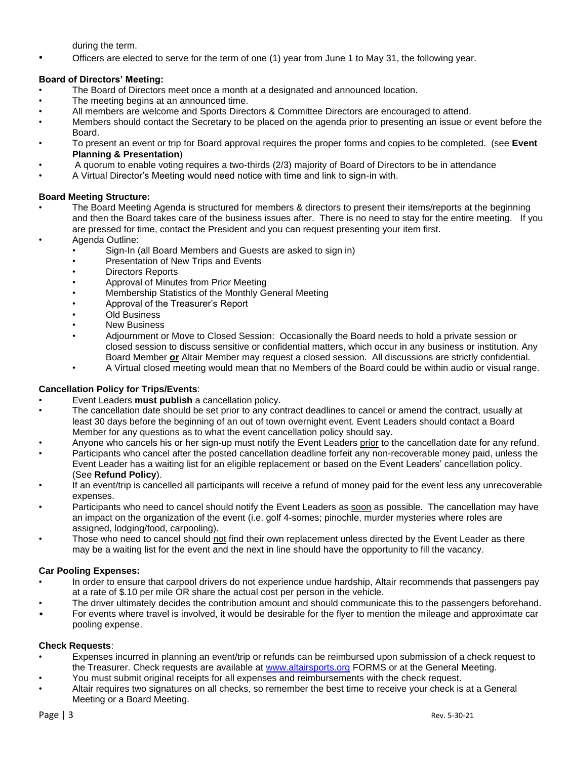during the term.

- Officers are elected to serve for the term of one (1) year from June 1 to May 31, the following year.

**Board of Directors' Meeting:**

- The Board of Directors meet once a month at a designated and announced location.
- The meeting begins at an announced time.
- All members are welcome and Sports Directors & Committee Directors are encouraged to attend.
- Members should contact the Secretary to be placed on the agenda prior to presenting an issue or event before the Board.
- To present an event or trip for Board approval <u>requires</u> the proper forms and copies to be completed. (see **Event Planning & Presentation**)
- A quorum to enable voting requires a two-thirds (2/3) majority of Board of Directors to be in attendance
- A Virtual Director's Meeting would need notice with time and link to sign-in with.

**Board Meeting Structure:**

- The Board Meeting Agenda is structured for members & directors to present their items/reports at the beginning and then the Board takes care of the business issues after. There is no need to stay for the entire meeting. If you are pressed for time, contact the President and you can request presenting your item first.
- Agenda Outline:
  - Sign-In (all Board Members and Guests are asked to sign in)
  - Presentation of New Trips and Events
  - Directors Reports
  - Approval of Minutes from Prior Meeting
  - Membership Statistics of the Monthly General Meeting
  - Approval of the Treasurer's Report
  - Old Business
  - New Business
  - Adjournment or Move to Closed Session: Occasionally the Board needs to hold a private session or closed session to discuss sensitive or confidential matters, which occur in any business or institution. Any Board Member <u>**or**</u> Altair Member may request a closed session. All discussions are strictly confidential.
  - A Virtual closed meeting would mean that no Members of the Board could be within audio or visual range.

**Cancellation Policy for Trips/Events**:

- Event Leaders **must publish** a cancellation policy.
- The cancellation date should be set prior to any contract deadlines to cancel or amend the contract, usually at least 30 days before the beginning of an out of town overnight event. Event Leaders should contact a Board Member for any questions as to what the event cancellation policy should say.
- Anyone who cancels his or her sign-up must notify the Event Leaders <u>prior</u> to the cancellation date for any refund.
- Participants who cancel after the posted cancellation deadline forfeit any non-recoverable money paid, unless the Event Leader has a waiting list for an eligible replacement or based on the Event Leaders' cancellation policy. (See **Refund Policy**).
- If an event/trip is cancelled all participants will receive a refund of money paid for the event less any unrecoverable expenses.
- Participants who need to cancel should notify the Event Leaders as <u>soon</u> as possible. The cancellation may have an impact on the organization of the event (i.e. golf 4-somes; pinochle, murder mysteries where roles are assigned, lodging/food, carpooling).
- Those who need to cancel should <u>not</u> find their own replacement unless directed by the Event Leader as there may be a waiting list for the event and the next in line should have the opportunity to fill the vacancy.

**Car Pooling Expenses:**

- In order to ensure that carpool drivers do not experience undue hardship, Altair recommends that passengers pay at a rate of $.10 per mile OR share the actual cost per person in the vehicle.
- The driver ultimately decides the contribution amount and should communicate this to the passengers beforehand.
- For events where travel is involved, it would be desirable for the flyer to mention the mileage and approximate car pooling expense.

**Check Requests**:

- Expenses incurred in planning an event/trip or refunds can be reimbursed upon submission of a check request to the Treasurer. Check requests are available at [www.altairsports.org](http://www.altairsports.org) FORMS or at the General Meeting.
- You must submit original receipts for all expenses and reimbursements with the check request.
- Altair requires two signatures on all checks, so remember the best time to receive your check is at a General Meeting or a Board Meeting.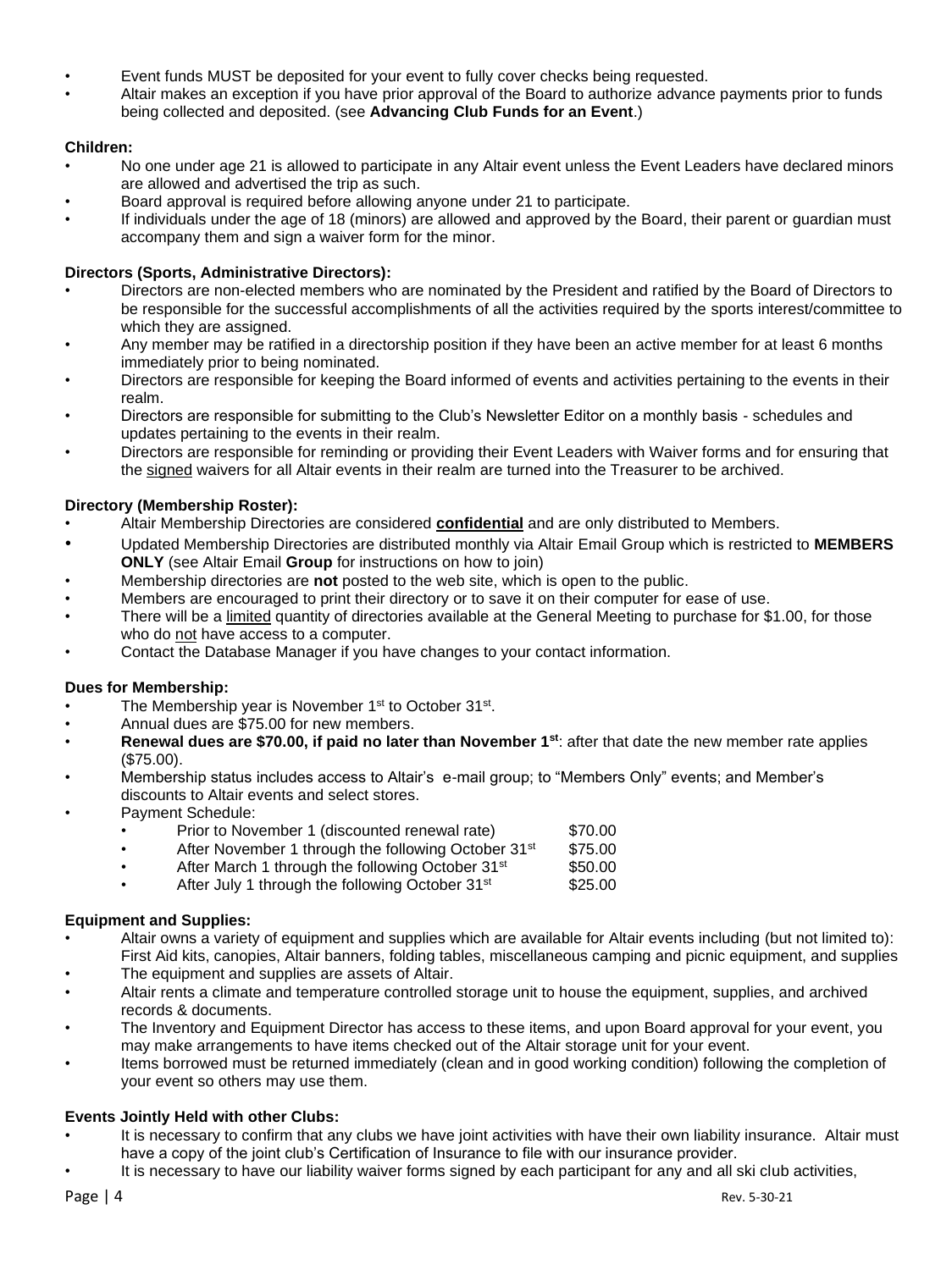- Event funds MUST be deposited for your event to fully cover checks being requested.
- Altair makes an exception if you have prior approval of the Board to authorize advance payments prior to funds being collected and deposited. (see **Advancing Club Funds for an Event**.)

**Children:**

- No one under age 21 is allowed to participate in any Altair event unless the Event Leaders have declared minors are allowed and advertised the trip as such.
- Board approval is required before allowing anyone under 21 to participate.
- If individuals under the age of 18 (minors) are allowed and approved by the Board, their parent or guardian must accompany them and sign a waiver form for the minor.

**Directors (Sports, Administrative Directors):**

- Directors are non-elected members who are nominated by the President and ratified by the Board of Directors to be responsible for the successful accomplishments of all the activities required by the sports interest/committee to which they are assigned.
- Any member may be ratified in a directorship position if they have been an active member for at least 6 months immediately prior to being nominated.
- Directors are responsible for keeping the Board informed of events and activities pertaining to the events in their realm.
- Directors are responsible for submitting to the Club's Newsletter Editor on a monthly basis - schedules and updates pertaining to the events in their realm.
- Directors are responsible for reminding or providing their Event Leaders with Waiver forms and for ensuring that the signed waivers for all Altair events in their realm are turned into the Treasurer to be archived.

**Directory (Membership Roster):**

- Altair Membership Directories are considered **confidential** and are only distributed to Members.
- Updated Membership Directories are distributed monthly via Altair Email Group which is restricted to **MEMBERS ONLY** (see Altair Email **Group** for instructions on how to join)
- Membership directories are **not** posted to the web site, which is open to the public.
- Members are encouraged to print their directory or to save it on their computer for ease of use.
- There will be a limited quantity of directories available at the General Meeting to purchase for $1.00, for those who do not have access to a computer.
- Contact the Database Manager if you have changes to your contact information.

**Dues for Membership:**

- The Membership year is November 1st to October 31st.
- Annual dues are $75.00 for new members.
- **Renewal dues are $70.00, if paid no later than November 1st**: after that date the new member rate applies ($75.00).
- Membership status includes access to Altair's e-mail group; to "Members Only" events; and Member's discounts to Altair events and select stores.
- Payment Schedule:
  - Prior to November 1 (discounted renewal rate) $70.00
  - After November 1 through the following October 31st $75.00
  - After March 1 through the following October 31st $50.00
  - After July 1 through the following October 31st $25.00

**Equipment and Supplies:**

- Altair owns a variety of equipment and supplies which are available for Altair events including (but not limited to): First Aid kits, canopies, Altair banners, folding tables, miscellaneous camping and picnic equipment, and supplies
- The equipment and supplies are assets of Altair.
- Altair rents a climate and temperature controlled storage unit to house the equipment, supplies, and archived records & documents.
- The Inventory and Equipment Director has access to these items, and upon Board approval for your event, you may make arrangements to have items checked out of the Altair storage unit for your event.
- Items borrowed must be returned immediately (clean and in good working condition) following the completion of your event so others may use them.

**Events Jointly Held with other Clubs:**

- It is necessary to confirm that any clubs we have joint activities with have their own liability insurance. Altair must have a copy of the joint club's Certification of Insurance to file with our insurance provider.
- It is necessary to have our liability waiver forms signed by each participant for any and all ski club activities,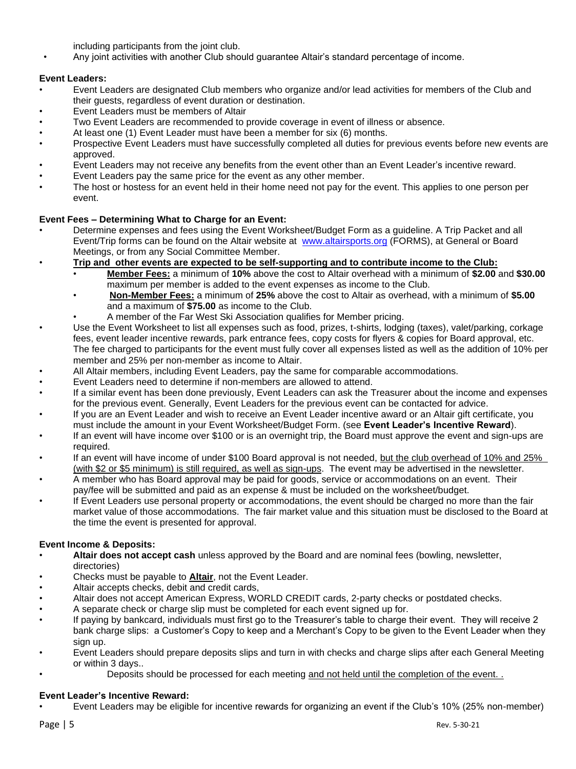including participants from the joint club.

- Any joint activities with another Club should guarantee Altair's standard percentage of income.

**Event Leaders:**

- Event Leaders are designated Club members who organize and/or lead activities for members of the Club and their guests, regardless of event duration or destination.
- Event Leaders must be members of Altair
- Two Event Leaders are recommended to provide coverage in event of illness or absence.
- At least one (1) Event Leader must have been a member for six (6) months.
- Prospective Event Leaders must have successfully completed all duties for previous events before new events are approved.
- Event Leaders may not receive any benefits from the event other than an Event Leader's incentive reward.
- Event Leaders pay the same price for the event as any other member.
- The host or hostess for an event held in their home need not pay for the event. This applies to one person per event.

**Event Fees – Determining What to Charge for an Event:**

- Determine expenses and fees using the Event Worksheet/Budget Form as a guideline. A Trip Packet and all Event/Trip forms can be found on the Altair website at [www.altairsports.org](http://www.altairsports.org) (FORMS), at General or Board Meetings, or from any Social Committee Member.
- <u>**Trip and other events are expected to be self-supporting and to contribute income to the Club:**</u>
  - <u>**Member Fees:**</u> a minimum of **10%** above the cost to Altair overhead with a minimum of **$2.00** and **$30.00** maximum per member is added to the event expenses as income to the Club.
  - <u>**Non-Member Fees:**</u> a minimum of **25%** above the cost to Altair as overhead, with a minimum of **$5.00** and a maximum of **$75.00** as income to the Club.
  - A member of the Far West Ski Association qualifies for Member pricing.
- Use the Event Worksheet to list all expenses such as food, prizes, t-shirts, lodging (taxes), valet/parking, corkage fees, event leader incentive rewards, park entrance fees, copy costs for flyers & copies for Board approval, etc. The fee charged to participants for the event must fully cover all expenses listed as well as the addition of 10% per member and 25% per non-member as income to Altair.
- All Altair members, including Event Leaders, pay the same for comparable accommodations.
- Event Leaders need to determine if non-members are allowed to attend.
- If a similar event has been done previously, Event Leaders can ask the Treasurer about the income and expenses for the previous event. Generally, Event Leaders for the previous event can be contacted for advice.
- If you are an Event Leader and wish to receive an Event Leader incentive award or an Altair gift certificate, you must include the amount in your Event Worksheet/Budget Form. (see **Event Leader's Incentive Reward**).
- If an event will have income over $100 or is an overnight trip, the Board must approve the event and sign-ups are required.
- If an event will have income of under $100 Board approval is not needed, <u>but the club overhead of 10% and 25% (with $2 or $5 minimum) is still required, as well as sign-ups</u>. The event may be advertised in the newsletter.
- A member who has Board approval may be paid for goods, service or accommodations on an event. Their pay/fee will be submitted and paid as an expense & must be included on the worksheet/budget.
- If Event Leaders use personal property or accommodations, the event should be charged no more than the fair market value of those accommodations. The fair market value and this situation must be disclosed to the Board at the time the event is presented for approval.

**Event Income & Deposits:**

- **Altair does not accept cash** unless approved by the Board and are nominal fees (bowling, newsletter, directories)
- Checks must be payable to <u>**Altair**</u>, not the Event Leader.
- Altair accepts checks, debit and credit cards,
- Altair does not accept American Express, WORLD CREDIT cards, 2-party checks or postdated checks.
- A separate check or charge slip must be completed for each event signed up for.
- If paying by bankcard, individuals must first go to the Treasurer's table to charge their event. They will receive 2 bank charge slips: a Customer's Copy to keep and a Merchant's Copy to be given to the Event Leader when they sign up.
- Event Leaders should prepare deposits slips and turn in with checks and charge slips after each General Meeting or within 3 days..
- Deposits should be processed for each meeting <u>and not held until the completion of the event. .</u>

**Event Leader's Incentive Reward:**

- Event Leaders may be eligible for incentive rewards for organizing an event if the Club's 10% (25% non-member)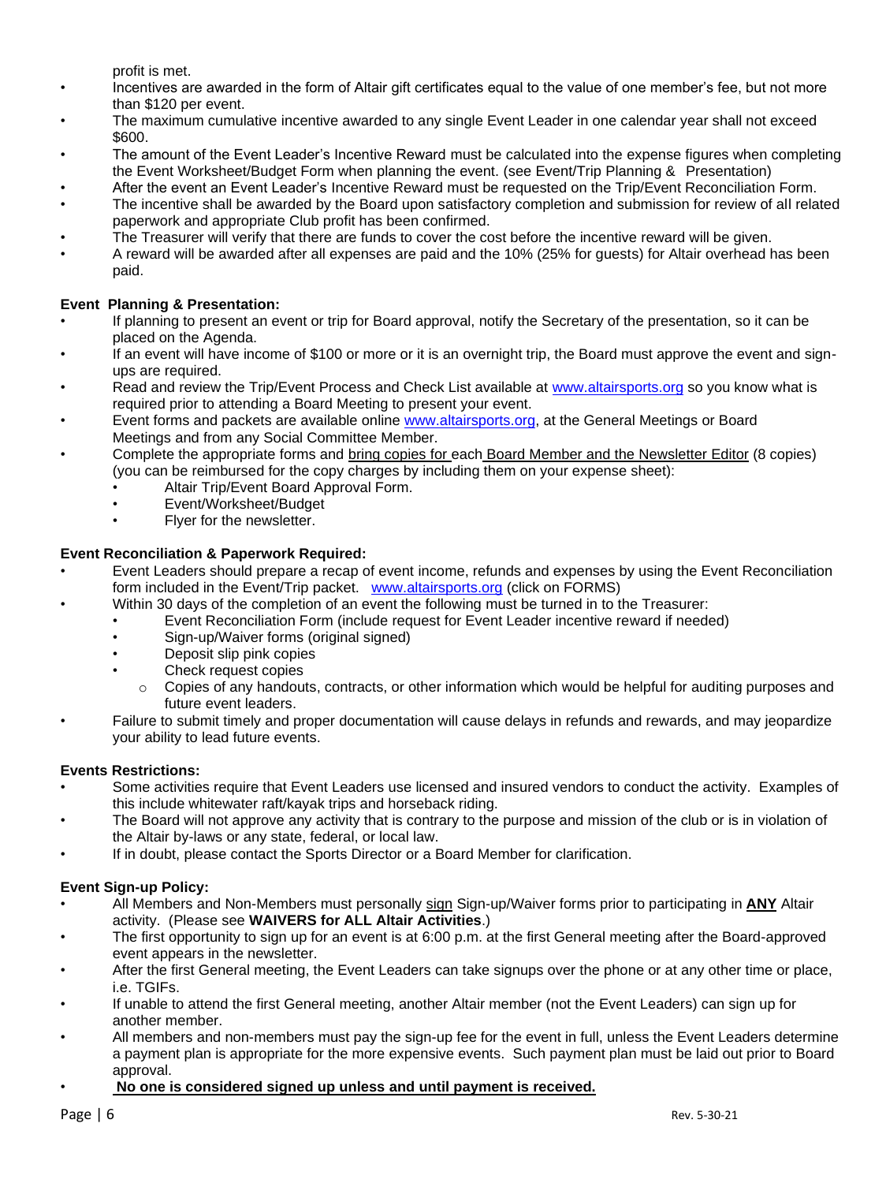profit is met.

- Incentives are awarded in the form of Altair gift certificates equal to the value of one member's fee, but not more than $120 per event.
- The maximum cumulative incentive awarded to any single Event Leader in one calendar year shall not exceed $600.
- The amount of the Event Leader's Incentive Reward must be calculated into the expense figures when completing the Event Worksheet/Budget Form when planning the event. (see Event/Trip Planning & Presentation)
- After the event an Event Leader's Incentive Reward must be requested on the Trip/Event Reconciliation Form.
- The incentive shall be awarded by the Board upon satisfactory completion and submission for review of all related paperwork and appropriate Club profit has been confirmed.
- The Treasurer will verify that there are funds to cover the cost before the incentive reward will be given.
- A reward will be awarded after all expenses are paid and the 10% (25% for guests) for Altair overhead has been paid.

**Event Planning & Presentation:**

- If planning to present an event or trip for Board approval, notify the Secretary of the presentation, so it can be placed on the Agenda.
- If an event will have income of $100 or more or it is an overnight trip, the Board must approve the event and sign-ups are required.
- Read and review the Trip/Event Process and Check List available at www.altairsports.org so you know what is required prior to attending a Board Meeting to present your event.
- Event forms and packets are available online www.altairsports.org, at the General Meetings or Board Meetings and from any Social Committee Member.
- Complete the appropriate forms and bring copies for each Board Member and the Newsletter Editor (8 copies) (you can be reimbursed for the copy charges by including them on your expense sheet):
  - Altair Trip/Event Board Approval Form.
  - Event/Worksheet/Budget
  - Flyer for the newsletter.

**Event Reconciliation & Paperwork Required:**

- Event Leaders should prepare a recap of event income, refunds and expenses by using the Event Reconciliation form included in the Event/Trip packet. www.altairsports.org (click on FORMS)
- Within 30 days of the completion of an event the following must be turned in to the Treasurer:
  - Event Reconciliation Form (include request for Event Leader incentive reward if needed)
  - Sign-up/Waiver forms (original signed)
  - Deposit slip pink copies
  - Check request copies
    - Copies of any handouts, contracts, or other information which would be helpful for auditing purposes and future event leaders.
- Failure to submit timely and proper documentation will cause delays in refunds and rewards, and may jeopardize your ability to lead future events.

**Events Restrictions:**

- Some activities require that Event Leaders use licensed and insured vendors to conduct the activity. Examples of this include whitewater raft/kayak trips and horseback riding.
- The Board will not approve any activity that is contrary to the purpose and mission of the club or is in violation of the Altair by-laws or any state, federal, or local law.
- If in doubt, please contact the Sports Director or a Board Member for clarification.

**Event Sign-up Policy:**

- All Members and Non-Members must personally sign Sign-up/Waiver forms prior to participating in **ANY** Altair activity. (Please see **WAIVERS for ALL Altair Activities**.)
- The first opportunity to sign up for an event is at 6:00 p.m. at the first General meeting after the Board-approved event appears in the newsletter.
- After the first General meeting, the Event Leaders can take signups over the phone or at any other time or place, i.e. TGIFs.
- If unable to attend the first General meeting, another Altair member (not the Event Leaders) can sign up for another member.
- All members and non-members must pay the sign-up fee for the event in full, unless the Event Leaders determine a payment plan is appropriate for the more expensive events. Such payment plan must be laid out prior to Board approval.
- **No one is considered signed up unless and until payment is received.**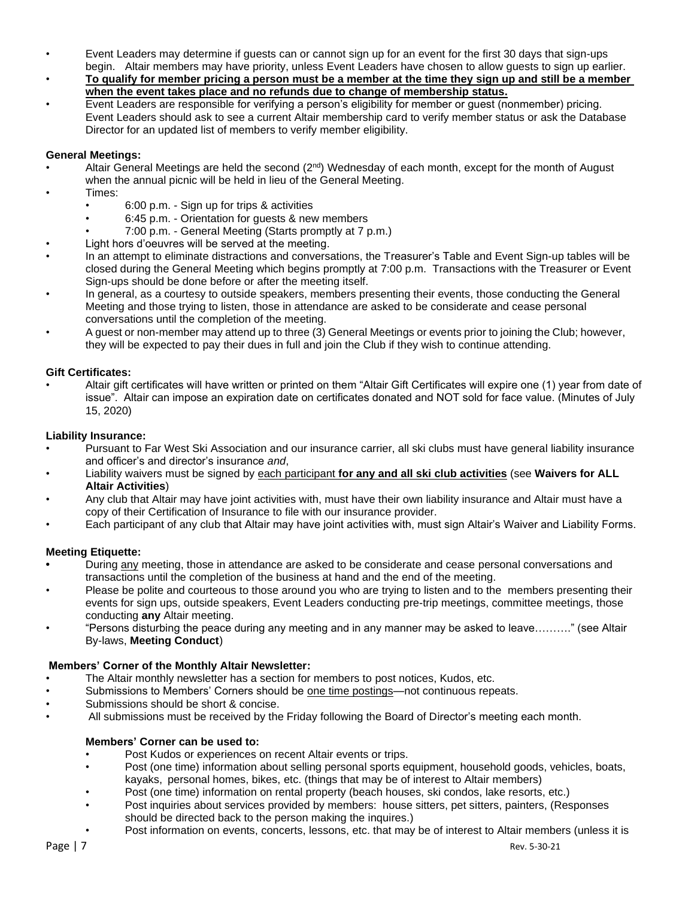- Event Leaders may determine if guests can or cannot sign up for an event for the first 30 days that sign-ups begin. Altair members may have priority, unless Event Leaders have chosen to allow guests to sign up earlier.
- **To qualify for member pricing a person must be a member at the time they sign up and still be a member when the event takes place and no refunds due to change of membership status.**
- Event Leaders are responsible for verifying a person's eligibility for member or guest (nonmember) pricing. Event Leaders should ask to see a current Altair membership card to verify member status or ask the Database Director for an updated list of members to verify member eligibility.

**General Meetings:**

- Altair General Meetings are held the second (2nd) Wednesday of each month, except for the month of August when the annual picnic will be held in lieu of the General Meeting.
- Times:
  - 6:00 p.m. - Sign up for trips & activities
  - 6:45 p.m. - Orientation for guests & new members
  - 7:00 p.m. - General Meeting (Starts promptly at 7 p.m.)
- Light hors d'oeuvres will be served at the meeting.
- In an attempt to eliminate distractions and conversations, the Treasurer's Table and Event Sign-up tables will be closed during the General Meeting which begins promptly at 7:00 p.m. Transactions with the Treasurer or Event Sign-ups should be done before or after the meeting itself.
- In general, as a courtesy to outside speakers, members presenting their events, those conducting the General Meeting and those trying to listen, those in attendance are asked to be considerate and cease personal conversations until the completion of the meeting.
- A guest or non-member may attend up to three (3) General Meetings or events prior to joining the Club; however, they will be expected to pay their dues in full and join the Club if they wish to continue attending.

**Gift Certificates:**

- Altair gift certificates will have written or printed on them "Altair Gift Certificates will expire one (1) year from date of issue". Altair can impose an expiration date on certificates donated and NOT sold for face value. (Minutes of July 15, 2020)

**Liability Insurance:**

- Pursuant to Far West Ski Association and our insurance carrier, all ski clubs must have general liability insurance and officer's and director's insurance *and*,
- Liability waivers must be signed by each participant **for any and all ski club activities** (see **Waivers for ALL Altair Activities**)
- Any club that Altair may have joint activities with, must have their own liability insurance and Altair must have a copy of their Certification of Insurance to file with our insurance provider.
- Each participant of any club that Altair may have joint activities with, must sign Altair's Waiver and Liability Forms.

**Meeting Etiquette:**

- During any meeting, those in attendance are asked to be considerate and cease personal conversations and transactions until the completion of the business at hand and the end of the meeting.
- Please be polite and courteous to those around you who are trying to listen and to the members presenting their events for sign ups, outside speakers, Event Leaders conducting pre-trip meetings, committee meetings, those conducting **any** Altair meeting.
- "Persons disturbing the peace during any meeting and in any manner may be asked to leave………." (see Altair By-laws, **Meeting Conduct**)

**Members' Corner of the Monthly Altair Newsletter:**

- The Altair monthly newsletter has a section for members to post notices, Kudos, etc.
- Submissions to Members' Corners should be one time postings—not continuous repeats.
- Submissions should be short & concise.
- All submissions must be received by the Friday following the Board of Director's meeting each month.

**Members' Corner can be used to:**

- Post Kudos or experiences on recent Altair events or trips.
- Post (one time) information about selling personal sports equipment, household goods, vehicles, boats, kayaks, personal homes, bikes, etc. (things that may be of interest to Altair members)
- Post (one time) information on rental property (beach houses, ski condos, lake resorts, etc.)
- Post inquiries about services provided by members: house sitters, pet sitters, painters, (Responses should be directed back to the person making the inquires.)
- Post information on events, concerts, lessons, etc. that may be of interest to Altair members (unless it is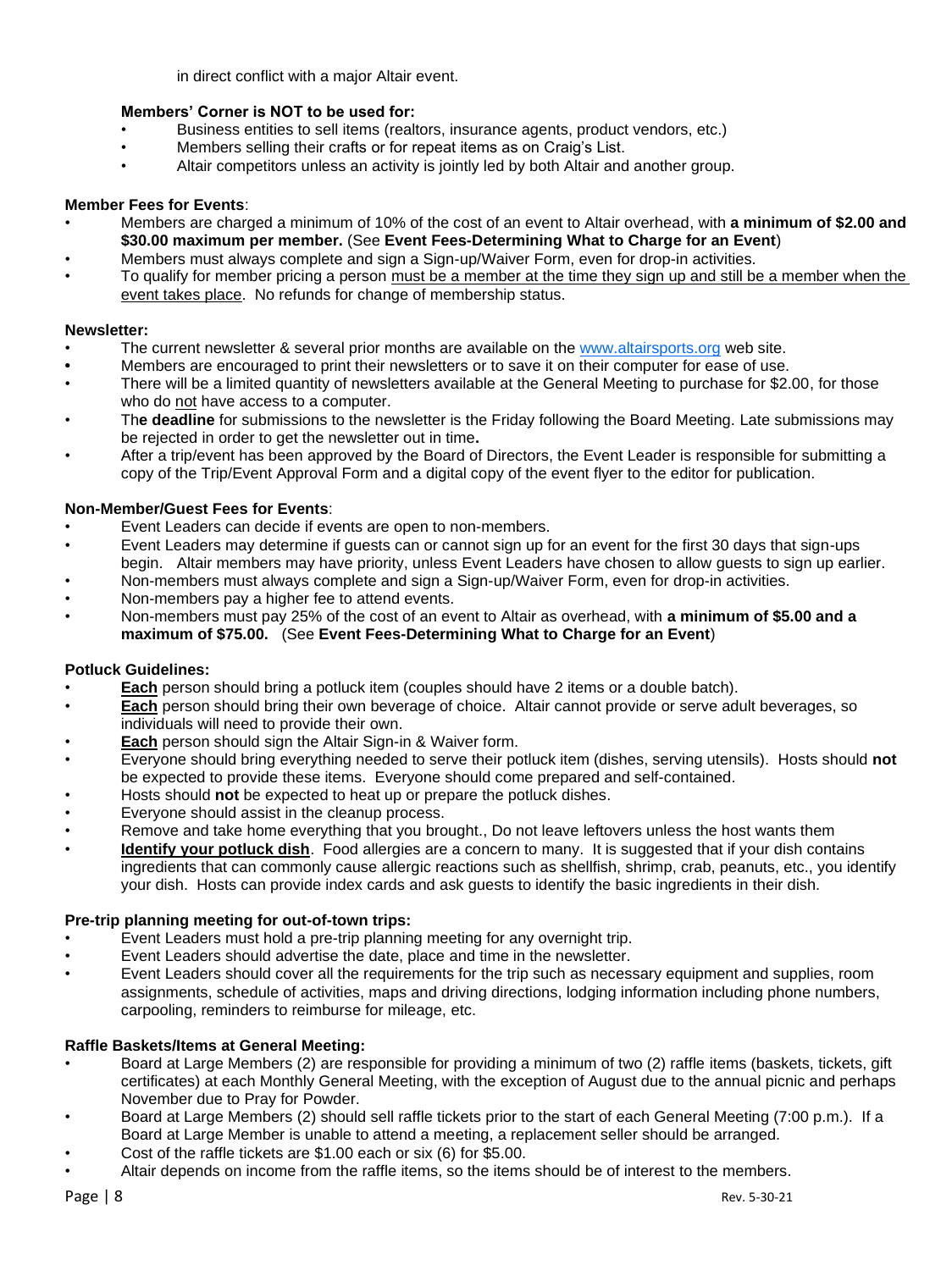in direct conflict with a major Altair event.

**Members' Corner is NOT to be used for:**

- Business entities to sell items (realtors, insurance agents, product vendors, etc.)
- Members selling their crafts or for repeat items as on Craig's List.
- Altair competitors unless an activity is jointly led by both Altair and another group.

**Member Fees for Events**:

- Members are charged a minimum of 10% of the cost of an event to Altair overhead, with **a minimum of $2.00 and $30.00 maximum per member.** (See **Event Fees-Determining What to Charge for an Event**)
- Members must always complete and sign a Sign-up/Waiver Form, even for drop-in activities.
- To qualify for member pricing a person must be a member at the time they sign up and still be a member when the event takes place. No refunds for change of membership status.

**Newsletter:**

- The current newsletter & several prior months are available on the www.altairsports.org web site.
- Members are encouraged to print their newsletters or to save it on their computer for ease of use.
- There will be a limited quantity of newsletters available at the General Meeting to purchase for $2.00, for those who do not have access to a computer.
- Th**e deadline** for submissions to the newsletter is the Friday following the Board Meeting. Late submissions may be rejected in order to get the newsletter out in time**.**
- After a trip/event has been approved by the Board of Directors, the Event Leader is responsible for submitting a copy of the Trip/Event Approval Form and a digital copy of the event flyer to the editor for publication.

**Non-Member/Guest Fees for Events**:

- Event Leaders can decide if events are open to non-members.
- Event Leaders may determine if guests can or cannot sign up for an event for the first 30 days that sign-ups begin. Altair members may have priority, unless Event Leaders have chosen to allow guests to sign up earlier.
- Non-members must always complete and sign a Sign-up/Waiver Form, even for drop-in activities.
- Non-members pay a higher fee to attend events.
- Non-members must pay 25% of the cost of an event to Altair as overhead, with **a minimum of $5.00 and a maximum of $75.00.** (See **Event Fees-Determining What to Charge for an Event**)

**Potluck Guidelines:**

- **Each** person should bring a potluck item (couples should have 2 items or a double batch).
- **Each** person should bring their own beverage of choice. Altair cannot provide or serve adult beverages, so individuals will need to provide their own.
- **Each** person should sign the Altair Sign-in & Waiver form.
- Everyone should bring everything needed to serve their potluck item (dishes, serving utensils). Hosts should **not** be expected to provide these items. Everyone should come prepared and self-contained.
- Hosts should **not** be expected to heat up or prepare the potluck dishes.
- Everyone should assist in the cleanup process.
- Remove and take home everything that you brought., Do not leave leftovers unless the host wants them
- **Identify your potluck dish**. Food allergies are a concern to many. It is suggested that if your dish contains ingredients that can commonly cause allergic reactions such as shellfish, shrimp, crab, peanuts, etc., you identify your dish. Hosts can provide index cards and ask guests to identify the basic ingredients in their dish.

**Pre-trip planning meeting for out-of-town trips:**

- Event Leaders must hold a pre-trip planning meeting for any overnight trip.
- Event Leaders should advertise the date, place and time in the newsletter.
- Event Leaders should cover all the requirements for the trip such as necessary equipment and supplies, room assignments, schedule of activities, maps and driving directions, lodging information including phone numbers, carpooling, reminders to reimburse for mileage, etc.

**Raffle Baskets/Items at General Meeting:**

- Board at Large Members (2) are responsible for providing a minimum of two (2) raffle items (baskets, tickets, gift certificates) at each Monthly General Meeting, with the exception of August due to the annual picnic and perhaps November due to Pray for Powder.
- Board at Large Members (2) should sell raffle tickets prior to the start of each General Meeting (7:00 p.m.). If a Board at Large Member is unable to attend a meeting, a replacement seller should be arranged.
- Cost of the raffle tickets are $1.00 each or six (6) for $5.00.
- Altair depends on income from the raffle items, so the items should be of interest to the members.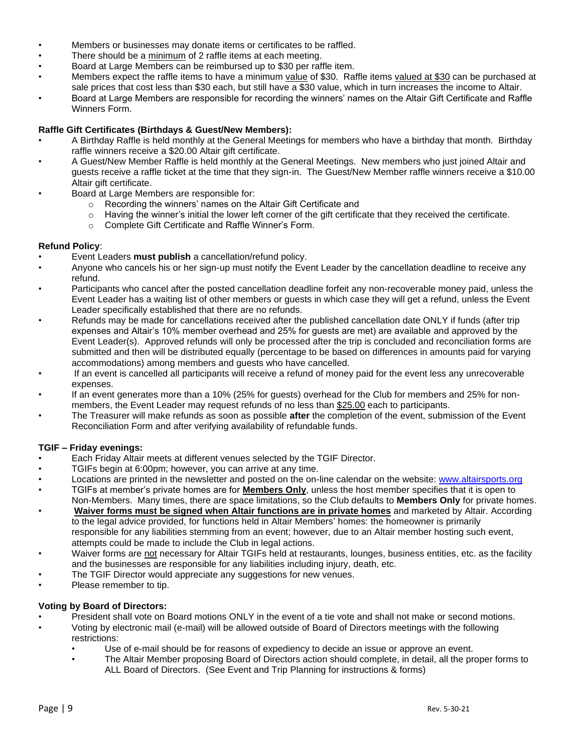- Members or businesses may donate items or certificates to be raffled.
- There should be a minimum of 2 raffle items at each meeting.
- Board at Large Members can be reimbursed up to $30 per raffle item.
- Members expect the raffle items to have a minimum value of $30. Raffle items valued at $30 can be purchased at sale prices that cost less than $30 each, but still have a $30 value, which in turn increases the income to Altair.
- Board at Large Members are responsible for recording the winners' names on the Altair Gift Certificate and Raffle Winners Form.

**Raffle Gift Certificates (Birthdays & Guest/New Members):**

- A Birthday Raffle is held monthly at the General Meetings for members who have a birthday that month. Birthday raffle winners receive a $20.00 Altair gift certificate.
- A Guest/New Member Raffle is held monthly at the General Meetings. New members who just joined Altair and guests receive a raffle ticket at the time that they sign-in. The Guest/New Member raffle winners receive a $10.00 Altair gift certificate.
- Board at Large Members are responsible for:
  - Recording the winners' names on the Altair Gift Certificate and
  - Having the winner's initial the lower left corner of the gift certificate that they received the certificate.
  - Complete Gift Certificate and Raffle Winner's Form.

**Refund Policy**:

- Event Leaders **must publish** a cancellation/refund policy.
- Anyone who cancels his or her sign-up must notify the Event Leader by the cancellation deadline to receive any refund.
- Participants who cancel after the posted cancellation deadline forfeit any non-recoverable money paid, unless the Event Leader has a waiting list of other members or guests in which case they will get a refund, unless the Event Leader specifically established that there are no refunds.
- Refunds may be made for cancellations received after the published cancellation date ONLY if funds (after trip expenses and Altair's 10% member overhead and 25% for guests are met) are available and approved by the Event Leader(s). Approved refunds will only be processed after the trip is concluded and reconciliation forms are submitted and then will be distributed equally (percentage to be based on differences in amounts paid for varying accommodations) among members and guests who have cancelled.
- If an event is cancelled all participants will receive a refund of money paid for the event less any unrecoverable expenses.
- If an event generates more than a 10% (25% for guests) overhead for the Club for members and 25% for non-members, the Event Leader may request refunds of no less than $25.00 each to participants.
- The Treasurer will make refunds as soon as possible **after** the completion of the event, submission of the Event Reconciliation Form and after verifying availability of refundable funds.

**TGIF – Friday evenings:**

- Each Friday Altair meets at different venues selected by the TGIF Director.
- TGIFs begin at 6:00pm; however, you can arrive at any time.
- Locations are printed in the newsletter and posted on the on-line calendar on the website: www.altairsports.org
- TGIFs at member's private homes are for **Members Only**, unless the host member specifies that it is open to Non-Members. Many times, there are space limitations, so the Club defaults to **Members Only** for private homes.
- **Waiver forms must be signed when Altair functions are in private homes** and marketed by Altair. According to the legal advice provided, for functions held in Altair Members' homes: the homeowner is primarily responsible for any liabilities stemming from an event; however, due to an Altair member hosting such event, attempts could be made to include the Club in legal actions.
- Waiver forms are not necessary for Altair TGIFs held at restaurants, lounges, business entities, etc. as the facility and the businesses are responsible for any liabilities including injury, death, etc.
- The TGIF Director would appreciate any suggestions for new venues.
- Please remember to tip.

**Voting by Board of Directors:**

- President shall vote on Board motions ONLY in the event of a tie vote and shall not make or second motions.
- Voting by electronic mail (e-mail) will be allowed outside of Board of Directors meetings with the following restrictions:
  - Use of e-mail should be for reasons of expediency to decide an issue or approve an event.
  - The Altair Member proposing Board of Directors action should complete, in detail, all the proper forms to ALL Board of Directors. (See Event and Trip Planning for instructions & forms)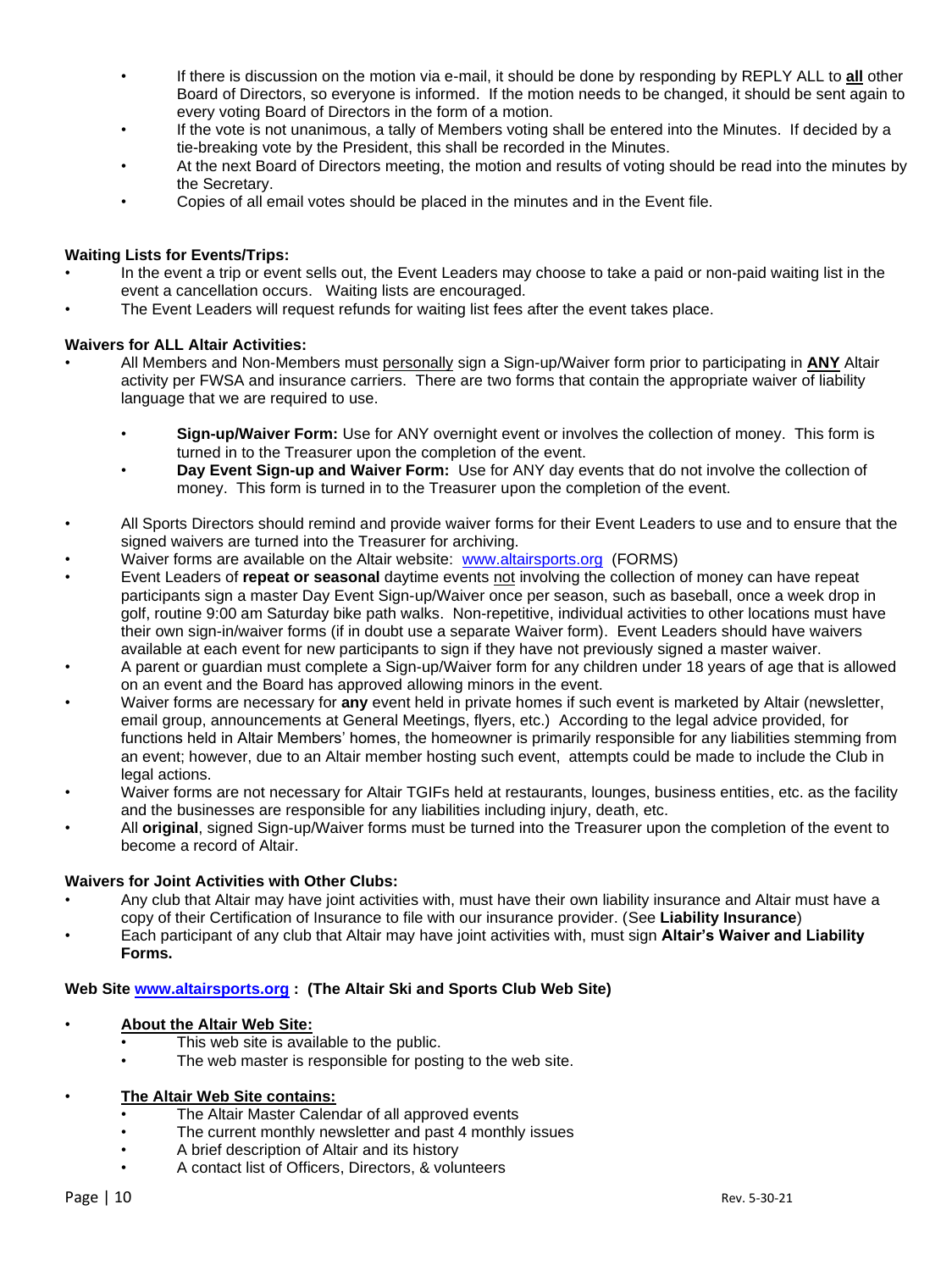- If there is discussion on the motion via e-mail, it should be done by responding by REPLY ALL to **all** other Board of Directors, so everyone is informed. If the motion needs to be changed, it should be sent again to every voting Board of Directors in the form of a motion.
- If the vote is not unanimous, a tally of Members voting shall be entered into the Minutes. If decided by a tie-breaking vote by the President, this shall be recorded in the Minutes.
- At the next Board of Directors meeting, the motion and results of voting should be read into the minutes by the Secretary.
- Copies of all email votes should be placed in the minutes and in the Event file.

**Waiting Lists for Events/Trips:**

- In the event a trip or event sells out, the Event Leaders may choose to take a paid or non-paid waiting list in the event a cancellation occurs. Waiting lists are encouraged.
- The Event Leaders will request refunds for waiting list fees after the event takes place.

**Waivers for ALL Altair Activities:**

- All Members and Non-Members must personally sign a Sign-up/Waiver form prior to participating in **ANY** Altair activity per FWSA and insurance carriers. There are two forms that contain the appropriate waiver of liability language that we are required to use.
  - **Sign-up/Waiver Form:** Use for ANY overnight event or involves the collection of money. This form is turned in to the Treasurer upon the completion of the event.
  - **Day Event Sign-up and Waiver Form:** Use for ANY day events that do not involve the collection of money. This form is turned in to the Treasurer upon the completion of the event.
- All Sports Directors should remind and provide waiver forms for their Event Leaders to use and to ensure that the signed waivers are turned into the Treasurer for archiving.
- Waiver forms are available on the Altair website: www.altairsports.org (FORMS)
- Event Leaders of **repeat or seasonal** daytime events not involving the collection of money can have repeat participants sign a master Day Event Sign-up/Waiver once per season, such as baseball, once a week drop in golf, routine 9:00 am Saturday bike path walks. Non-repetitive, individual activities to other locations must have their own sign-in/waiver forms (if in doubt use a separate Waiver form). Event Leaders should have waivers available at each event for new participants to sign if they have not previously signed a master waiver.
- A parent or guardian must complete a Sign-up/Waiver form for any children under 18 years of age that is allowed on an event and the Board has approved allowing minors in the event.
- Waiver forms are necessary for **any** event held in private homes if such event is marketed by Altair (newsletter, email group, announcements at General Meetings, flyers, etc.) According to the legal advice provided, for functions held in Altair Members' homes, the homeowner is primarily responsible for any liabilities stemming from an event; however, due to an Altair member hosting such event, attempts could be made to include the Club in legal actions.
- Waiver forms are not necessary for Altair TGIFs held at restaurants, lounges, business entities, etc. as the facility and the businesses are responsible for any liabilities including injury, death, etc.
- All **original**, signed Sign-up/Waiver forms must be turned into the Treasurer upon the completion of the event to become a record of Altair.

**Waivers for Joint Activities with Other Clubs:**

- Any club that Altair may have joint activities with, must have their own liability insurance and Altair must have a copy of their Certification of Insurance to file with our insurance provider. (See **Liability Insurance**)
- Each participant of any club that Altair may have joint activities with, must sign **Altair's Waiver and Liability Forms.**

**Web Site www.altairsports.org : (The Altair Ski and Sports Club Web Site)**

- **About the Altair Web Site:**
  - This web site is available to the public.
  - The web master is responsible for posting to the web site.
- **The Altair Web Site contains:**
  - The Altair Master Calendar of all approved events
  - The current monthly newsletter and past 4 monthly issues
  - A brief description of Altair and its history
  - A contact list of Officers, Directors, & volunteers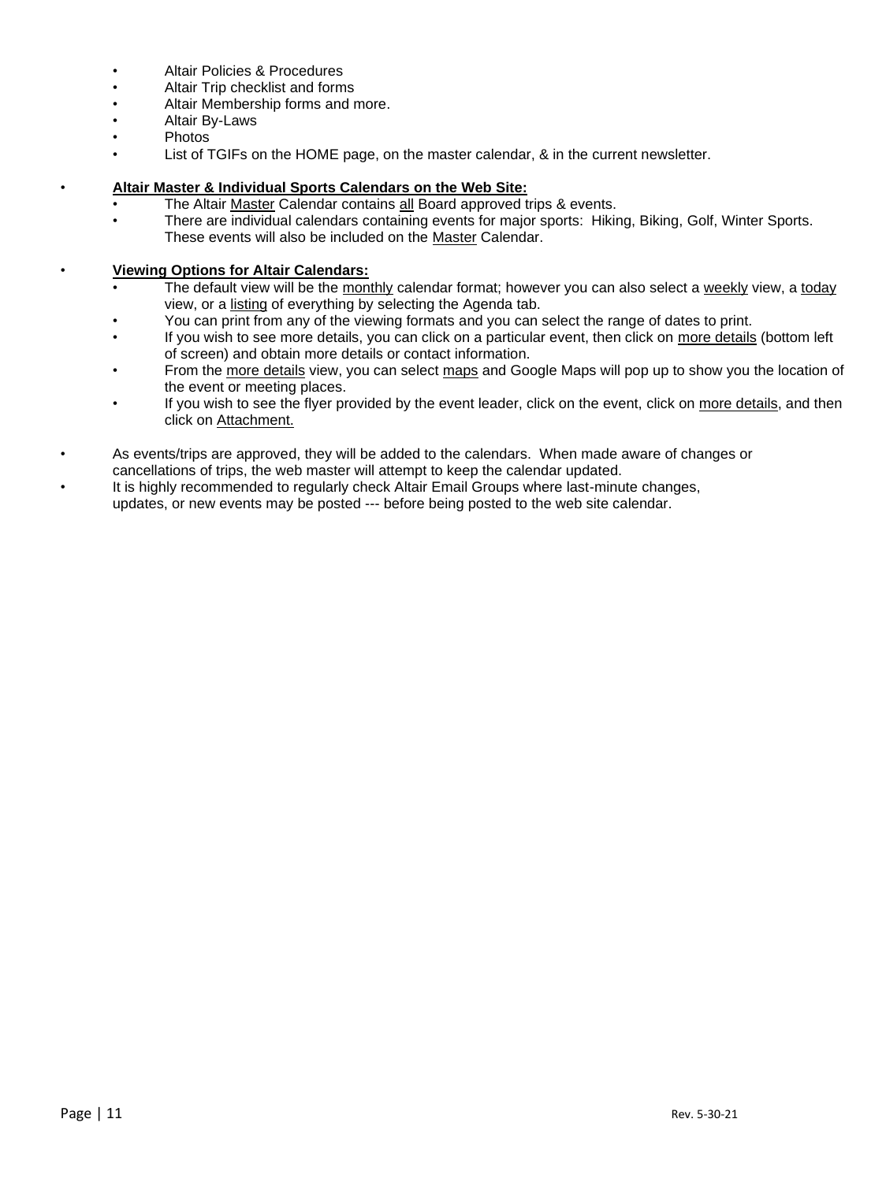- Altair Policies & Procedures
- Altair Trip checklist and forms
- Altair Membership forms and more.
- Altair By-Laws
- Photos
- List of TGIFs on the HOME page, on the master calendar, & in the current newsletter.

- **Altair Master & Individual Sports Calendars on the Web Site:**
  - The Altair Master Calendar contains all Board approved trips & events.
  - There are individual calendars containing events for major sports: Hiking, Biking, Golf, Winter Sports. These events will also be included on the Master Calendar.

- **Viewing Options for Altair Calendars:**
  - The default view will be the monthly calendar format; however you can also select a weekly view, a today view, or a listing of everything by selecting the Agenda tab.
  - You can print from any of the viewing formats and you can select the range of dates to print.
  - If you wish to see more details, you can click on a particular event, then click on more details (bottom left of screen) and obtain more details or contact information.
  - From the more details view, you can select maps and Google Maps will pop up to show you the location of the event or meeting places.
  - If you wish to see the flyer provided by the event leader, click on the event, click on more details, and then click on Attachment.

- As events/trips are approved, they will be added to the calendars. When made aware of changes or cancellations of trips, the web master will attempt to keep the calendar updated.
- It is highly recommended to regularly check Altair Email Groups where last-minute changes, updates, or new events may be posted --- before being posted to the web site calendar.

Rev. 5-30-21